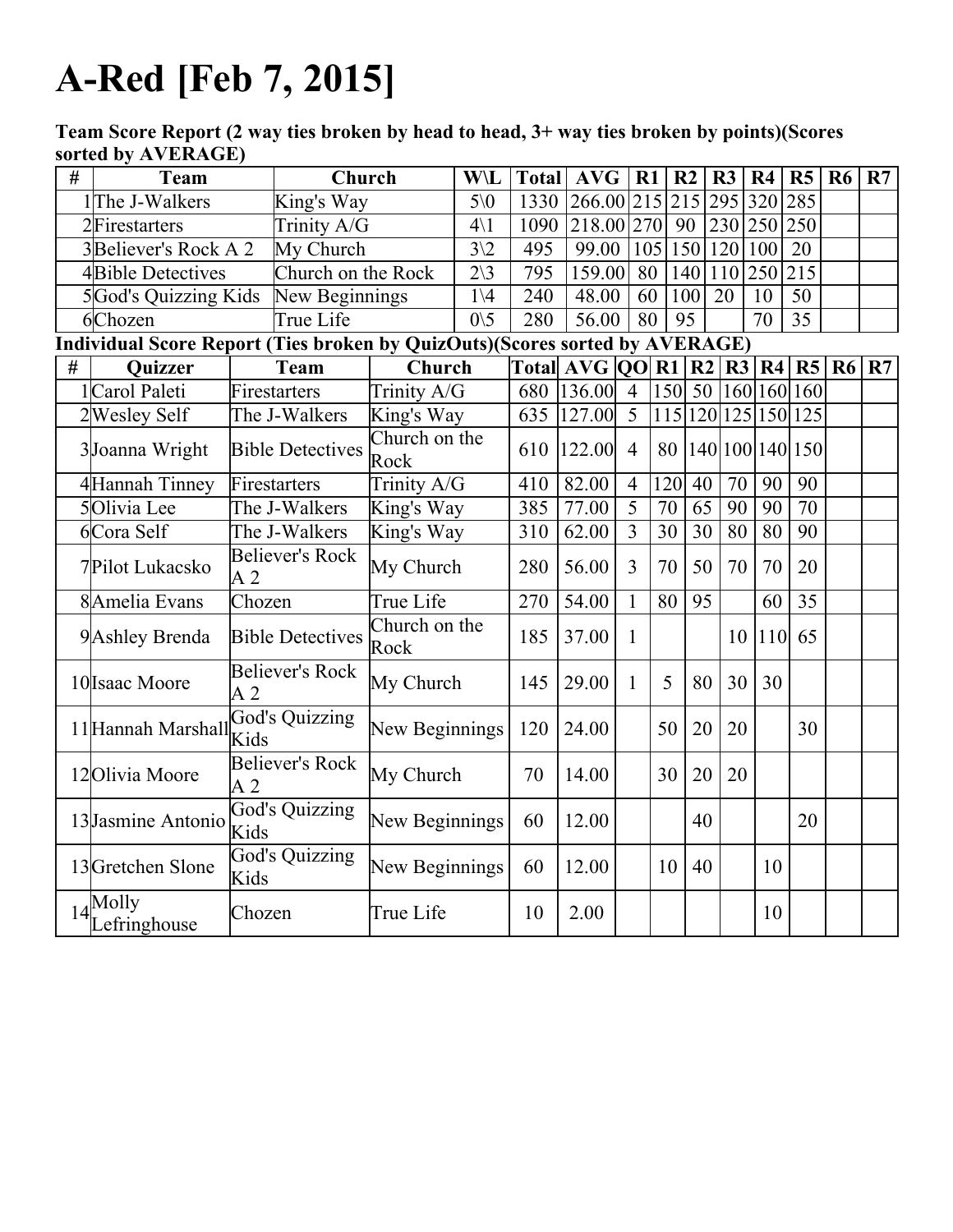# A-Red [Feb 7, 2015]

**Team Score Report (2 way ties broken by head to head, 3+ way ties broken by points)(Scores sorted by AVERAGE)**

| # | Team | Church | W\L | Total | AVG | R1 | R2 | R3 | R4 | R5 | R6 | R7 |
|---|---|---|---|---|---|---|---|---|---|---|---|---|
| 1 | The J-Walkers | King's Way | 5\0 | 1330 | 266.00 | 215 | 215 | 295 | 320 | 285 | | |
| 2 | Firestarters | Trinity A/G | 4\1 | 1090 | 218.00 | 270 | 90 | 230 | 250 | 250 | | |
| 3 | Believer's Rock A 2 | My Church | 3\2 | 495 | 99.00 | 105 | 150 | 120 | 100 | 20 | | |
| 4 | Bible Detectives | Church on the Rock | 2\3 | 795 | 159.00 | 80 | 140 | 110 | 250 | 215 | | |
| 5 | God's Quizzing Kids | New Beginnings | 1\4 | 240 | 48.00 | 60 | 100 | 20 | 10 | 50 | | |
| 6 | Chozen | True Life | 0\5 | 280 | 56.00 | 80 | 95 | | 70 | 35 | | |

**Individual Score Report (Ties broken by QuizOuts)(Scores sorted by AVERAGE)**

| # | Quizzer | Team | Church | Total | AVG | QO | R1 | R2 | R3 | R4 | R5 | R6 | R7 |
|---|---|---|---|---|---|---|---|---|---|---|---|---|---|
| 1 | Carol Paleti | Firestarters | Trinity A/G | 680 | 136.00 | 4 | 150 | 50 | 160 | 160 | 160 | | |
| 2 | Wesley Self | The J-Walkers | King's Way | 635 | 127.00 | 5 | 115 | 120 | 125 | 150 | 125 | | |
| 3 | Joanna Wright | Bible Detectives | Church on the Rock | 610 | 122.00 | 4 | 80 | 140 | 100 | 140 | 150 | | |
| 4 | Hannah Tinney | Firestarters | Trinity A/G | 410 | 82.00 | 4 | 120 | 40 | 70 | 90 | 90 | | |
| 5 | Olivia Lee | The J-Walkers | King's Way | 385 | 77.00 | 5 | 70 | 65 | 90 | 90 | 70 | | |
| 6 | Cora Self | The J-Walkers | King's Way | 310 | 62.00 | 3 | 30 | 30 | 80 | 80 | 90 | | |
| 7 | Pilot Lukacsko | Believer's Rock A 2 | My Church | 280 | 56.00 | 3 | 70 | 50 | 70 | 70 | 20 | | |
| 8 | Amelia Evans | Chozen | True Life | 270 | 54.00 | 1 | 80 | 95 | | 60 | 35 | | |
| 9 | Ashley Brenda | Bible Detectives | Church on the Rock | 185 | 37.00 | 1 | | | 10 | 110 | 65 | | |
| 10 | Isaac Moore | Believer's Rock A 2 | My Church | 145 | 29.00 | 1 | 5 | 80 | 30 | 30 | | | |
| 11 | Hannah Marshall | God's Quizzing Kids | New Beginnings | 120 | 24.00 | | 50 | 20 | 20 | | 30 | | |
| 12 | Olivia Moore | Believer's Rock A 2 | My Church | 70 | 14.00 | | 30 | 20 | 20 | | | | |
| 13 | Jasmine Antonio | God's Quizzing Kids | New Beginnings | 60 | 12.00 | | | 40 | | | 20 | | |
| 13 | Gretchen Slone | God's Quizzing Kids | New Beginnings | 60 | 12.00 | | 10 | 40 | | 10 | | | |
| 14 | Molly Lefringhouse | Chozen | True Life | 10 | 2.00 | | | | | 10 | | | |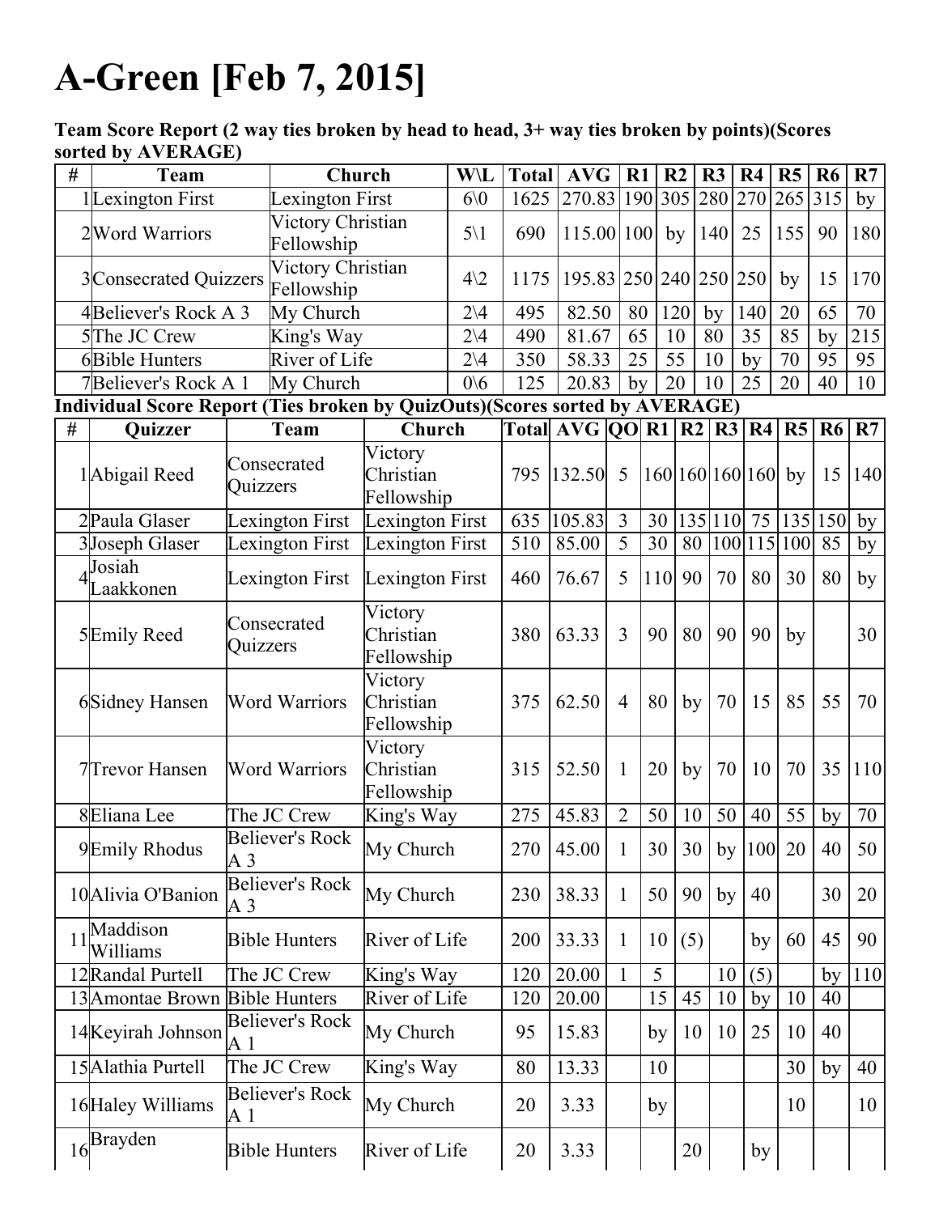# A-Green [Feb 7, 2015]

**Team Score Report (2 way ties broken by head to head, 3+ way ties broken by points)(Scores sorted by AVERAGE)**

| # | Team | Church | W\L | Total | AVG | R1 | R2 | R3 | R4 | R5 | R6 | R7 |
|---|---|---|---|---|---|---|---|---|---|---|---|---|
| 1 | Lexington First | Lexington First | 6\0 | 1625 | 270.83 | 190 | 305 | 280 | 270 | 265 | 315 | by |
| 2 | Word Warriors | Victory Christian Fellowship | 5\1 | 690 | 115.00 | 100 | by | 140 | 25 | 155 | 90 | 180 |
| 3 | Consecrated Quizzers | Victory Christian Fellowship | 4\2 | 1175 | 195.83 | 250 | 240 | 250 | 250 | by | 15 | 170 |
| 4 | Believer's Rock A 3 | My Church | 2\4 | 495 | 82.50 | 80 | 120 | by | 140 | 20 | 65 | 70 |
| 5 | The JC Crew | King's Way | 2\4 | 490 | 81.67 | 65 | 10 | 80 | 35 | 85 | by | 215 |
| 6 | Bible Hunters | River of Life | 2\4 | 350 | 58.33 | 25 | 55 | 10 | by | 70 | 95 | 95 |
| 7 | Believer's Rock A 1 | My Church | 0\6 | 125 | 20.83 | by | 20 | 10 | 25 | 20 | 40 | 10 |

**Individual Score Report (Ties broken by QuizOuts)(Scores sorted by AVERAGE)**

| # | Quizzer | Team | Church | Total | AVG | QO | R1 | R2 | R3 | R4 | R5 | R6 | R7 |
|---|---|---|---|---|---|---|---|---|---|---|---|---|---|
| 1 | Abigail Reed | Consecrated Quizzers | Victory Christian Fellowship | 795 | 132.50 | 5 | 160 | 160 | 160 | 160 | by | 15 | 140 |
| 2 | Paula Glaser | Lexington First | Lexington First | 635 | 105.83 | 3 | 30 | 135 | 110 | 75 | 135 | 150 | by |
| 3 | Joseph Glaser | Lexington First | Lexington First | 510 | 85.00 | 5 | 30 | 80 | 100 | 115 | 100 | 85 | by |
| 4 | Josiah Laakkonen | Lexington First | Lexington First | 460 | 76.67 | 5 | 110 | 90 | 70 | 80 | 30 | 80 | by |
| 5 | Emily Reed | Consecrated Quizzers | Victory Christian Fellowship | 380 | 63.33 | 3 | 90 | 80 | 90 | 90 | by | | 30 |
| 6 | Sidney Hansen | Word Warriors | Victory Christian Fellowship | 375 | 62.50 | 4 | 80 | by | 70 | 15 | 85 | 55 | 70 |
| 7 | Trevor Hansen | Word Warriors | Victory Christian Fellowship | 315 | 52.50 | 1 | 20 | by | 70 | 10 | 70 | 35 | 110 |
| 8 | Eliana Lee | The JC Crew | King's Way | 275 | 45.83 | 2 | 50 | 10 | 50 | 40 | 55 | by | 70 |
| 9 | Emily Rhodus | Believer's Rock A 3 | My Church | 270 | 45.00 | 1 | 30 | 30 | by | 100 | 20 | 40 | 50 |
| 10 | Alivia O'Banion | Believer's Rock A 3 | My Church | 230 | 38.33 | 1 | 50 | 90 | by | 40 | | 30 | 20 |
| 11 | Maddison Williams | Bible Hunters | River of Life | 200 | 33.33 | 1 | 10 | (5) | | by | 60 | 45 | 90 |
| 12 | Randal Purtell | The JC Crew | King's Way | 120 | 20.00 | 1 | 5 | | 10 | (5) | | by | 110 |
| 13 | Amontae Brown | Bible Hunters | River of Life | 120 | 20.00 | | 15 | 45 | 10 | by | 10 | 40 | |
| 14 | Keyirah Johnson | Believer's Rock A 1 | My Church | 95 | 15.83 | | by | 10 | 10 | 25 | 10 | 40 | |
| 15 | Alathia Purtell | The JC Crew | King's Way | 80 | 13.33 | | 10 | | | | 30 | by | 40 |
| 16 | Haley Williams | Believer's Rock A 1 | My Church | 20 | 3.33 | | by | | | | 10 | | 10 |
| 16 | Brayden | Bible Hunters | River of Life | 20 | 3.33 | | | 20 | | by | | | |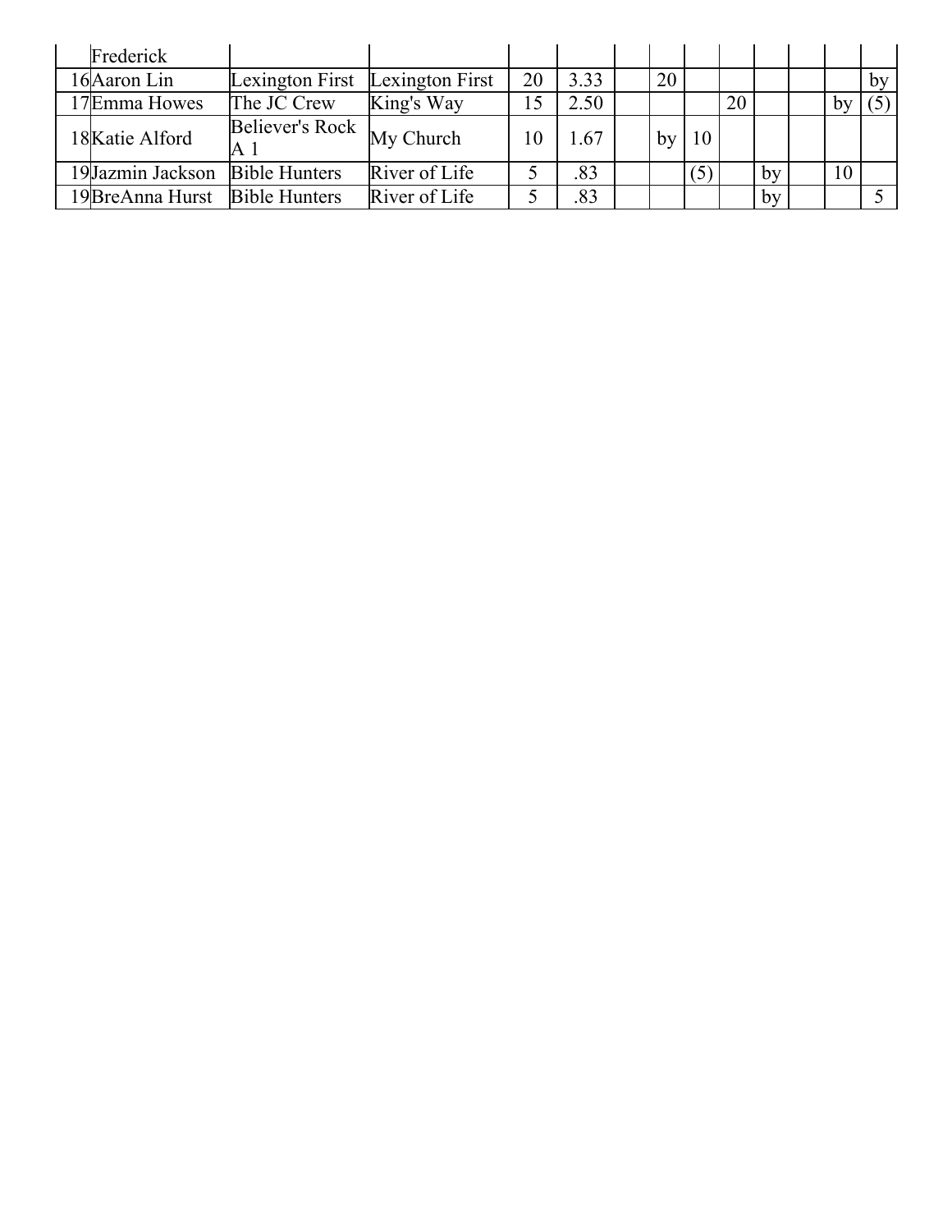| | | | | | | | | | | | | | |
|---|---|---|---|---|---|---|---|---|---|---|---|---|---|
| | Frederick | | | | | | | | | | | | |
| 16 | Aaron Lin | Lexington First | Lexington First | 20 | 3.33 | | 20 | | | | | | by |
| 17 | Emma Howes | The JC Crew | King's Way | 15 | 2.50 | | | | 20 | | | by | (5) |
| 18 | Katie Alford | Believer's Rock A 1 | My Church | 10 | 1.67 | | by | 10 | | | | | |
| 19 | Jazmin Jackson | Bible Hunters | River of Life | 5 | .83 | | | (5) | | by | | 10 | |
| 19 | BreAnna Hurst | Bible Hunters | River of Life | 5 | .83 | | | | | by | | | 5 |